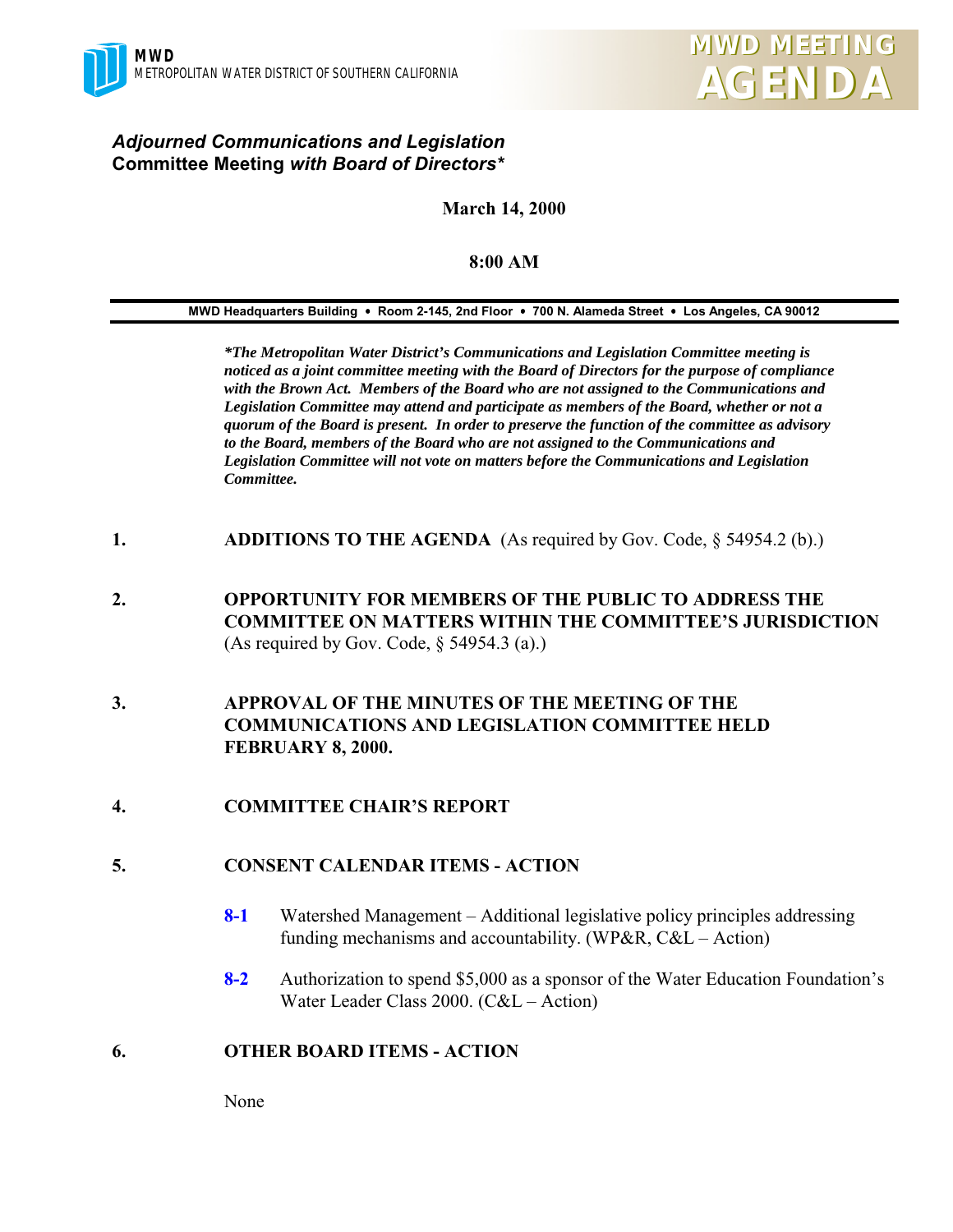**MWD**
METROPOLITAN WATER DISTRICT OF SOUTHERN CALIFORNIA

# MWD MEETING AGENDA

## *Adjourned Communications and Legislation* Committee Meeting *with Board of Directors**

**March 14, 2000**

**8:00 AM**

**MWD Headquarters Building • Room 2-145, 2nd Floor • 700 N. Alameda Street • Los Angeles, CA 90012**

***The Metropolitan Water District's Communications and Legislation Committee meeting is noticed as a joint committee meeting with the Board of Directors for the purpose of compliance with the Brown Act. Members of the Board who are not assigned to the Communications and Legislation Committee may attend and participate as members of the Board, whether or not a quorum of the Board is present. In order to preserve the function of the committee as advisory to the Board, members of the Board who are not assigned to the Communications and Legislation Committee will not vote on matters before the Communications and Legislation Committee.***

**1. ADDITIONS TO THE AGENDA** (As required by Gov. Code, § 54954.2 (b).)

**2. OPPORTUNITY FOR MEMBERS OF THE PUBLIC TO ADDRESS THE COMMITTEE ON MATTERS WITHIN THE COMMITTEE'S JURISDICTION** (As required by Gov. Code, § 54954.3 (a).)

**3. APPROVAL OF THE MINUTES OF THE MEETING OF THE COMMUNICATIONS AND LEGISLATION COMMITTEE HELD FEBRUARY 8, 2000.**

**4. COMMITTEE CHAIR'S REPORT**

**5. CONSENT CALENDAR ITEMS - ACTION**

**8-1** Watershed Management – Additional legislative policy principles addressing funding mechanisms and accountability. (WP&R, C&L – Action)

**8-2** Authorization to spend $5,000 as a sponsor of the Water Education Foundation's Water Leader Class 2000. (C&L – Action)

**6. OTHER BOARD ITEMS - ACTION**

None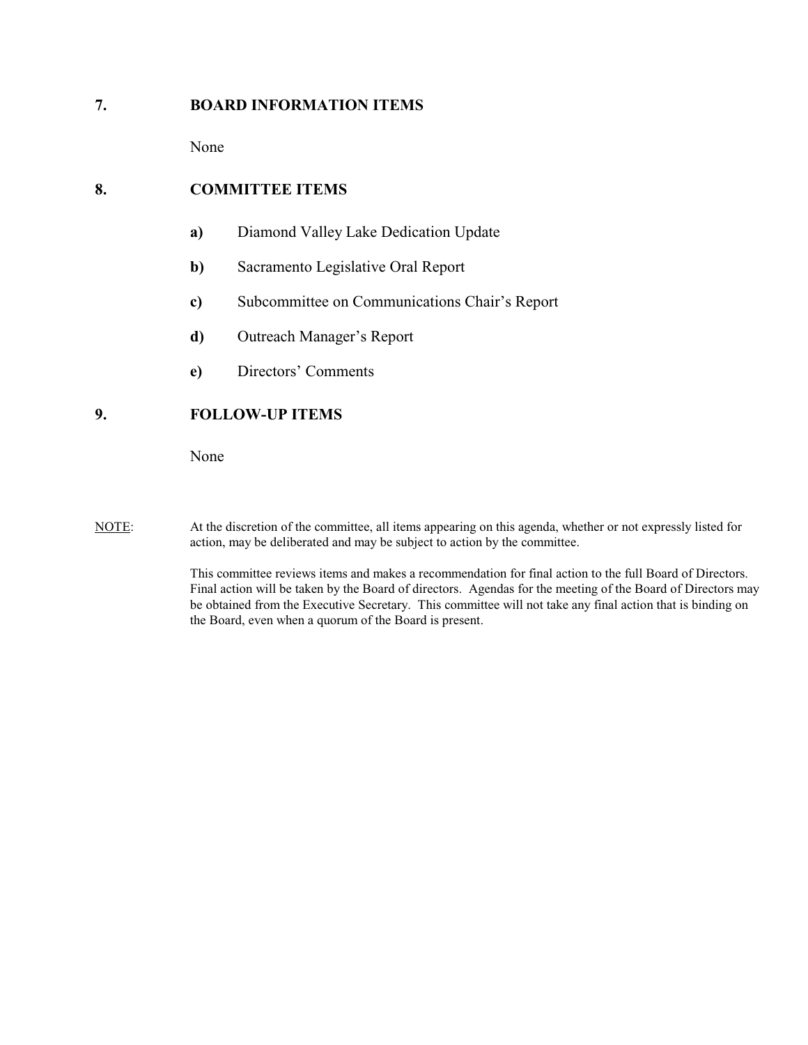## 7. BOARD INFORMATION ITEMS

None

## 8. COMMITTEE ITEMS

**a)** Diamond Valley Lake Dedication Update

**b)** Sacramento Legislative Oral Report

**c)** Subcommittee on Communications Chair's Report

**d)** Outreach Manager's Report

**e)** Directors' Comments

## 9. FOLLOW-UP ITEMS

None

NOTE: At the discretion of the committee, all items appearing on this agenda, whether or not expressly listed for action, may be deliberated and may be subject to action by the committee.

This committee reviews items and makes a recommendation for final action to the full Board of Directors. Final action will be taken by the Board of directors. Agendas for the meeting of the Board of Directors may be obtained from the Executive Secretary. This committee will not take any final action that is binding on the Board, even when a quorum of the Board is present.